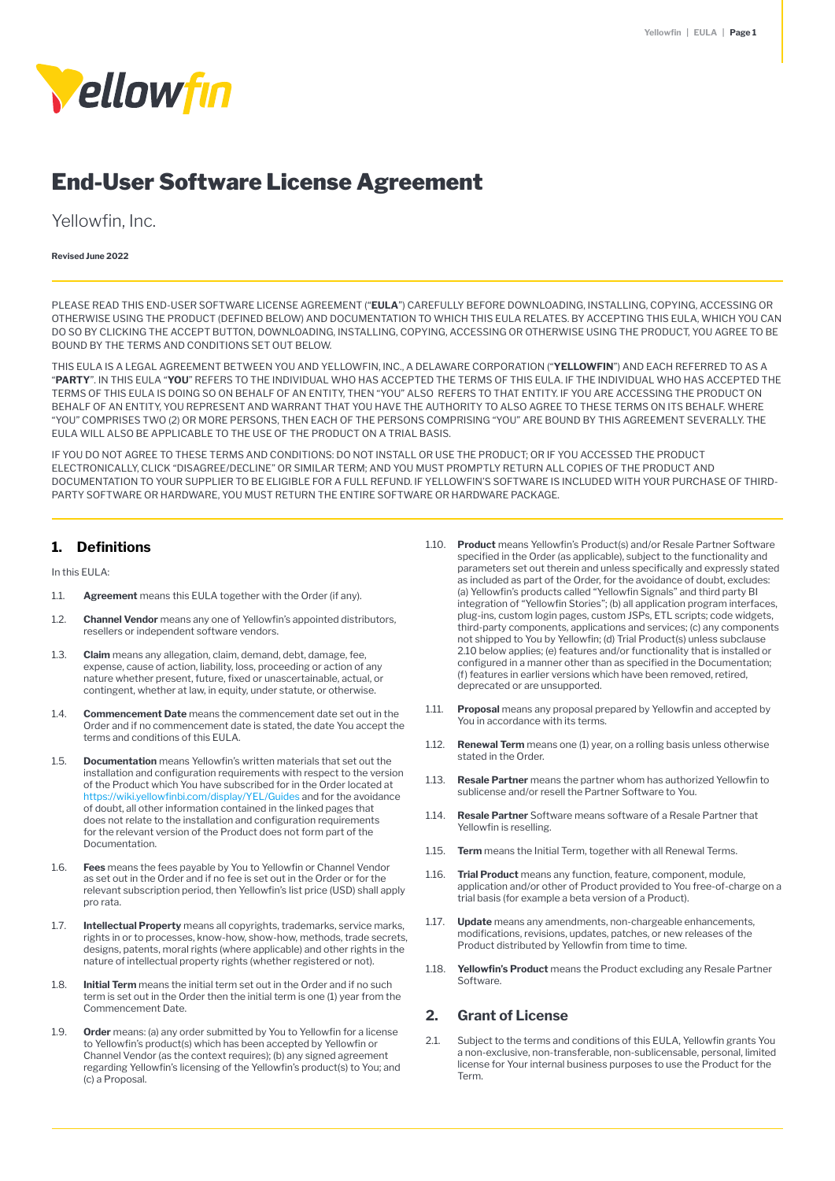# End-User Software License Agreement

Yellowfin, Inc.

**Revised June 2022**

PLEASE READ THIS END-USER SOFTWARE LICENSE AGREEMENT ("**EULA**") CAREFULLY BEFORE DOWNLOADING, INSTALLING, COPYING, ACCESSING OR OTHERWISE USING THE PRODUCT (DEFINED BELOW) AND DOCUMENTATION TO WHICH THIS EULA RELATES. BY ACCEPTING THIS EULA, WHICH YOU CAN DO SO BY CLICKING THE ACCEPT BUTTON, DOWNLOADING, INSTALLING, COPYING, ACCESSING OR OTHERWISE USING THE PRODUCT, YOU AGREE TO BE BOUND BY THE TERMS AND CONDITIONS SET OUT BELOW.

THIS EULA IS A LEGAL AGREEMENT BETWEEN YOU AND YELLOWFIN, INC., A DELAWARE CORPORATION ("**YELLOWFIN**") AND EACH REFERRED TO AS A "**PARTY**". IN THIS EULA "**YOU**" REFERS TO THE INDIVIDUAL WHO HAS ACCEPTED THE TERMS OF THIS EULA. IF THE INDIVIDUAL WHO HAS ACCEPTED THE TERMS OF THIS EULA IS DOING SO ON BEHALF OF AN ENTITY, THEN "YOU" ALSO REFERS TO THAT ENTITY. IF YOU ARE ACCESSING THE PRODUCT ON BEHALF OF AN ENTITY, YOU REPRESENT AND WARRANT THAT YOU HAVE THE AUTHORITY TO ALSO AGREE TO THESE TERMS ON ITS BEHALF. WHERE "YOU" COMPRISES TWO (2) OR MORE PERSONS, THEN EACH OF THE PERSONS COMPRISING "YOU" ARE BOUND BY THIS AGREEMENT SEVERALLY. THE EULA WILL ALSO BE APPLICABLE TO THE USE OF THE PRODUCT ON A TRIAL BASIS.

IF YOU DO NOT AGREE TO THESE TERMS AND CONDITIONS: DO NOT INSTALL OR USE THE PRODUCT; OR IF YOU ACCESSED THE PRODUCT ELECTRONICALLY, CLICK "DISAGREE/DECLINE" OR SIMILAR TERM; AND YOU MUST PROMPTLY RETURN ALL COPIES OF THE PRODUCT AND DOCUMENTATION TO YOUR SUPPLIER TO BE ELIGIBLE FOR A FULL REFUND. IF YELLOWFIN'S SOFTWARE IS INCLUDED WITH YOUR PURCHASE OF THIRD-PARTY SOFTWARE OR HARDWARE, YOU MUST RETURN THE ENTIRE SOFTWARE OR HARDWARE PACKAGE.

## 1. Definitions

In this EULA:

1.1. **Agreement** means this EULA together with the Order (if any).

1.2. **Channel Vendor** means any one of Yellowfin's appointed distributors, resellers or independent software vendors.

1.3. **Claim** means any allegation, claim, demand, debt, damage, fee, expense, cause of action, liability, loss, proceeding or action of any nature whether present, future, fixed or unascertainable, actual, or contingent, whether at law, in equity, under statute, or otherwise.

1.4. **Commencement Date** means the commencement date set out in the Order and if no commencement date is stated, the date You accept the terms and conditions of this EULA.

1.5. **Documentation** means Yellowfin's written materials that set out the installation and configuration requirements with respect to the version of the Product which You have subscribed for in the Order located at https://wiki.yellowfinbi.com/display/YEL/Guides and for the avoidance of doubt, all other information contained in the linked pages that does not relate to the installation and configuration requirements for the relevant version of the Product does not form part of the Documentation.

1.6. **Fees** means the fees payable by You to Yellowfin or Channel Vendor as set out in the Order and if no fee is set out in the Order or for the relevant subscription period, then Yellowfin's list price (USD) shall apply pro rata.

1.7. **Intellectual Property** means all copyrights, trademarks, service marks, rights in or to processes, know-how, show-how, methods, trade secrets, designs, patents, moral rights (where applicable) and other rights in the nature of intellectual property rights (whether registered or not).

1.8. **Initial Term** means the initial term set out in the Order and if no such term is set out in the Order then the initial term is one (1) year from the Commencement Date.

1.9. **Order** means: (a) any order submitted by You to Yellowfin for a license to Yellowfin's product(s) which has been accepted by Yellowfin or Channel Vendor (as the context requires); (b) any signed agreement regarding Yellowfin's licensing of the Yellowfin's product(s) to You; and (c) a Proposal.

1.10. **Product** means Yellowfin's Product(s) and/or Resale Partner Software specified in the Order (as applicable), subject to the functionality and parameters set out therein and unless specifically and expressly stated as included as part of the Order, for the avoidance of doubt, excludes: (a) Yellowfin's products called "Yellowfin Signals" and third party BI integration of "Yellowfin Stories"; (b) all application program interfaces, plug-ins, custom login pages, custom JSPs, ETL scripts; code widgets, third-party components, applications and services; (c) any components not shipped to You by Yellowfin; (d) Trial Product(s) unless subclause 2.10 below applies; (e) features and/or functionality that is installed or configured in a manner other than as specified in the Documentation; (f) features in earlier versions which have been removed, retired, deprecated or are unsupported.

1.11. **Proposal** means any proposal prepared by Yellowfin and accepted by You in accordance with its terms.

1.12. **Renewal Term** means one (1) year, on a rolling basis unless otherwise stated in the Order.

1.13. **Resale Partner** means the partner whom has authorized Yellowfin to sublicense and/or resell the Partner Software to You.

1.14. **Resale Partner** Software means software of a Resale Partner that Yellowfin is reselling.

1.15. **Term** means the Initial Term, together with all Renewal Terms.

1.16. **Trial Product** means any function, feature, component, module, application and/or other of Product provided to You free-of-charge on a trial basis (for example a beta version of a Product).

1.17. **Update** means any amendments, non-chargeable enhancements, modifications, revisions, updates, patches, or new releases of the Product distributed by Yellowfin from time to time.

1.18. **Yellowfin's Product** means the Product excluding any Resale Partner Software.

## 2. Grant of License

2.1. Subject to the terms and conditions of this EULA, Yellowfin grants You a non-exclusive, non-transferable, non-sublicensable, personal, limited license for Your internal business purposes to use the Product for the Term.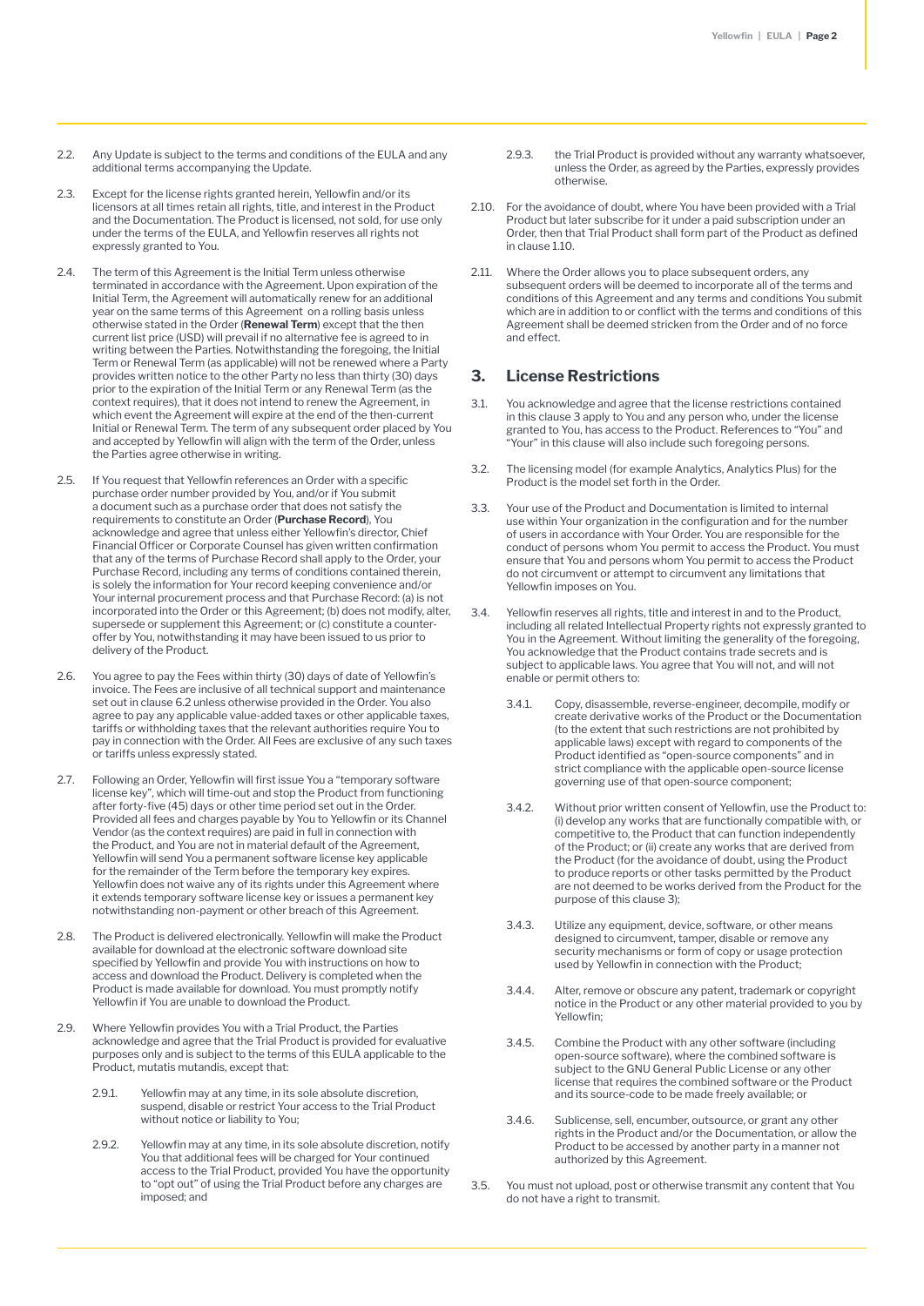2.2. Any Update is subject to the terms and conditions of the EULA and any additional terms accompanying the Update.

2.3. Except for the license rights granted herein, Yellowfin and/or its licensors at all times retain all rights, title, and interest in the Product and the Documentation. The Product is licensed, not sold, for use only under the terms of the EULA, and Yellowfin reserves all rights not expressly granted to You.

2.4. The term of this Agreement is the Initial Term unless otherwise terminated in accordance with the Agreement. Upon expiration of the Initial Term, the Agreement will automatically renew for an additional year on the same terms of this Agreement on a rolling basis unless otherwise stated in the Order (**Renewal Term**) except that the then current list price (USD) will prevail if no alternative fee is agreed to in writing between the Parties. Notwithstanding the foregoing, the Initial Term or Renewal Term (as applicable) will not be renewed where a Party provides written notice to the other Party no less than thirty (30) days prior to the expiration of the Initial Term or any Renewal Term (as the context requires), that it does not intend to renew the Agreement, in which event the Agreement will expire at the end of the then-current Initial or Renewal Term. The term of any subsequent order placed by You and accepted by Yellowfin will align with the term of the Order, unless the Parties agree otherwise in writing.

2.5. If You request that Yellowfin references an Order with a specific purchase order number provided by You, and/or if You submit a document such as a purchase order that does not satisfy the requirements to constitute an Order (**Purchase Record**), You acknowledge and agree that unless either Yellowfin's director, Chief Financial Officer or Corporate Counsel has given written confirmation that any of the terms of Purchase Record shall apply to the Order, your Purchase Record, including any terms of conditions contained therein, is solely the information for Your record keeping convenience and/or Your internal procurement process and that Purchase Record: (a) is not incorporated into the Order or this Agreement; (b) does not modify, alter, supersede or supplement this Agreement; or (c) constitute a counter-offer by You, notwithstanding it may have been issued to us prior to delivery of the Product.

2.6. You agree to pay the Fees within thirty (30) days of date of Yellowfin's invoice. The Fees are inclusive of all technical support and maintenance set out in clause 6.2 unless otherwise provided in the Order. You also agree to pay any applicable value-added taxes or other applicable taxes, tariffs or withholding taxes that the relevant authorities require You to pay in connection with the Order. All Fees are exclusive of any such taxes or tariffs unless expressly stated.

2.7. Following an Order, Yellowfin will first issue You a "temporary software license key", which will time-out and stop the Product from functioning after forty-five (45) days or other time period set out in the Order. Provided all fees and charges payable by You to Yellowfin or its Channel Vendor (as the context requires) are paid in full in connection with the Product, and You are not in material default of the Agreement, Yellowfin will send You a permanent software license key applicable for the remainder of the Term before the temporary key expires. Yellowfin does not waive any of its rights under this Agreement where it extends temporary software license key or issues a permanent key notwithstanding non-payment or other breach of this Agreement.

2.8. The Product is delivered electronically. Yellowfin will make the Product available for download at the electronic software download site specified by Yellowfin and provide You with instructions on how to access and download the Product. Delivery is completed when the Product is made available for download. You must promptly notify Yellowfin if You are unable to download the Product.

2.9. Where Yellowfin provides You with a Trial Product, the Parties acknowledge and agree that the Trial Product is provided for evaluative purposes only and is subject to the terms of this EULA applicable to the Product, mutatis mutandis, except that:

2.9.1. Yellowfin may at any time, in its sole absolute discretion, suspend, disable or restrict Your access to the Trial Product without notice or liability to You;

2.9.2. Yellowfin may at any time, in its sole absolute discretion, notify You that additional fees will be charged for Your continued access to the Trial Product, provided You have the opportunity to "opt out" of using the Trial Product before any charges are imposed; and

2.9.3. the Trial Product is provided without any warranty whatsoever, unless the Order, as agreed by the Parties, expressly provides otherwise.

2.10. For the avoidance of doubt, where You have been provided with a Trial Product but later subscribe for it under a paid subscription under an Order, then that Trial Product shall form part of the Product as defined in clause 1.10.

2.11. Where the Order allows you to place subsequent orders, any subsequent orders will be deemed to incorporate all of the terms and conditions of this Agreement and any terms and conditions You submit which are in addition to or conflict with the terms and conditions of this Agreement shall be deemed stricken from the Order and of no force and effect.

## 3. License Restrictions

3.1. You acknowledge and agree that the license restrictions contained in this clause 3 apply to You and any person who, under the license granted to You, has access to the Product. References to "You" and "Your" in this clause will also include such foregoing persons.

3.2. The licensing model (for example Analytics, Analytics Plus) for the Product is the model set forth in the Order.

3.3. Your use of the Product and Documentation is limited to internal use within Your organization in the configuration and for the number of users in accordance with Your Order. You are responsible for the conduct of persons whom You permit to access the Product. You must ensure that You and persons whom You permit to access the Product do not circumvent or attempt to circumvent any limitations that Yellowfin imposes on You.

3.4. Yellowfin reserves all rights, title and interest in and to the Product, including all related Intellectual Property rights not expressly granted to You in the Agreement. Without limiting the generality of the foregoing, You acknowledge that the Product contains trade secrets and is subject to applicable laws. You agree that You will not, and will not enable or permit others to:

3.4.1. Copy, disassemble, reverse-engineer, decompile, modify or create derivative works of the Product or the Documentation (to the extent that such restrictions are not prohibited by applicable laws) except with regard to components of the Product identified as "open-source components" and in strict compliance with the applicable open-source license governing use of that open-source component;

3.4.2. Without prior written consent of Yellowfin, use the Product to: (i) develop any works that are functionally compatible with, or competitive to, the Product that can function independently of the Product; or (ii) create any works that are derived from the Product (for the avoidance of doubt, using the Product to produce reports or other tasks permitted by the Product are not deemed to be works derived from the Product for the purpose of this clause 3);

3.4.3. Utilize any equipment, device, software, or other means designed to circumvent, tamper, disable or remove any security mechanisms or form of copy or usage protection used by Yellowfin in connection with the Product;

3.4.4. Alter, remove or obscure any patent, trademark or copyright notice in the Product or any other material provided to you by Yellowfin;

3.4.5. Combine the Product with any other software (including open-source software), where the combined software is subject to the GNU General Public License or any other license that requires the combined software or the Product and its source-code to be made freely available; or

3.4.6. Sublicense, sell, encumber, outsource, or grant any other rights in the Product and/or the Documentation, or allow the Product to be accessed by another party in a manner not authorized by this Agreement.

3.5. You must not upload, post or otherwise transmit any content that You do not have a right to transmit.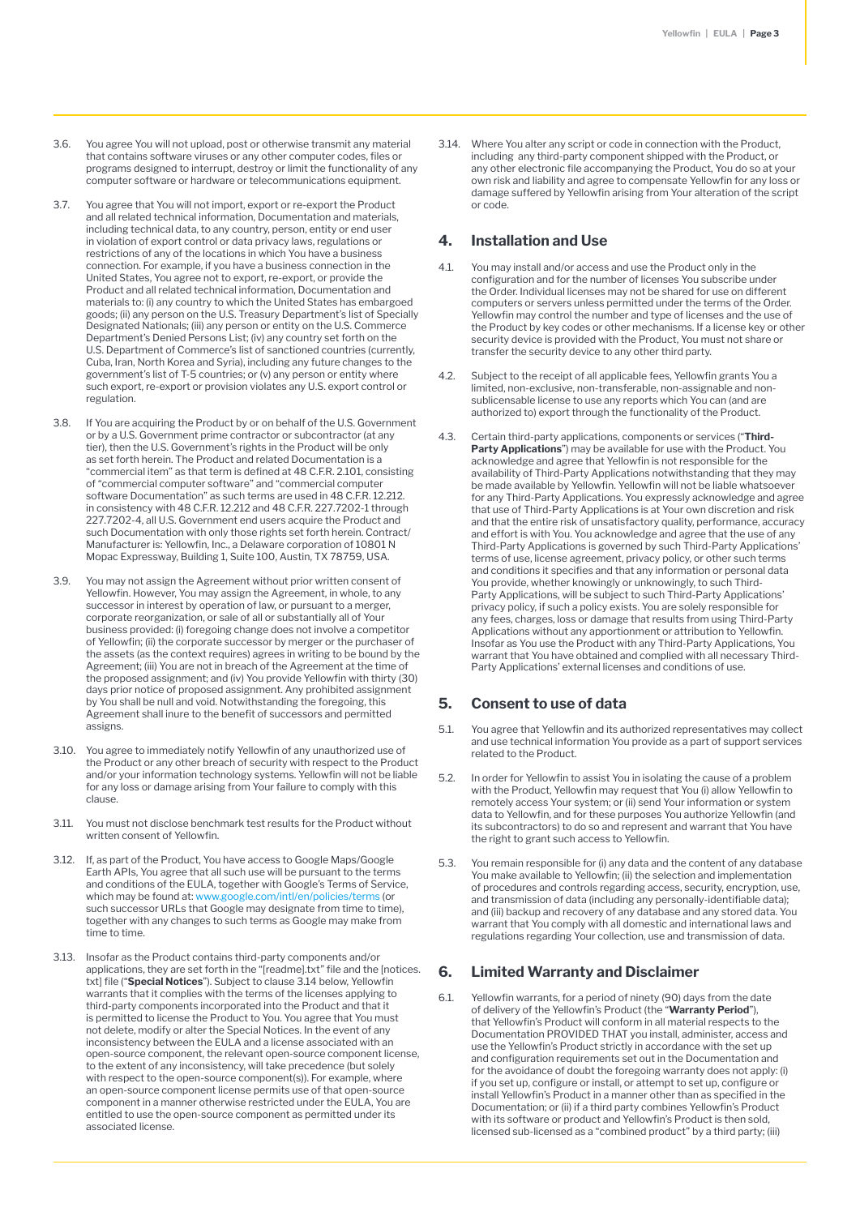3.6. You agree You will not upload, post or otherwise transmit any material that contains software viruses or any other computer codes, files or programs designed to interrupt, destroy or limit the functionality of any computer software or hardware or telecommunications equipment.

3.7. You agree that You will not import, export or re-export the Product and all related technical information, Documentation and materials, including technical data, to any country, person, entity or end user in violation of export control or data privacy laws, regulations or restrictions of any of the locations in which You have a business connection. For example, if you have a business connection in the United States, You agree not to export, re-export, or provide the Product and all related technical information, Documentation and materials to: (i) any country to which the United States has embargoed goods; (ii) any person on the U.S. Treasury Department's list of Specially Designated Nationals; (iii) any person or entity on the U.S. Commerce Department's Denied Persons List; (iv) any country set forth on the U.S. Department of Commerce's list of sanctioned countries (currently, Cuba, Iran, North Korea and Syria), including any future changes to the government's list of T-5 countries; or (v) any person or entity where such export, re-export or provision violates any U.S. export control or regulation.

3.8. If You are acquiring the Product by or on behalf of the U.S. Government or by a U.S. Government prime contractor or subcontractor (at any tier), then the U.S. Government's rights in the Product will be only as set forth herein. The Product and related Documentation is a "commercial item" as that term is defined at 48 C.F.R. 2.101, consisting of "commercial computer software" and "commercial computer software Documentation" as such terms are used in 48 C.F.R. 12.212. in consistency with 48 C.F.R. 12.212 and 48 C.F.R. 227.7202-1 through 227.7202-4, all U.S. Government end users acquire the Product and such Documentation with only those rights set forth herein. Contract/ Manufacturer is: Yellowfin, Inc., a Delaware corporation of 10801 N Mopac Expressway, Building 1, Suite 100, Austin, TX 78759, USA.

3.9. You may not assign the Agreement without prior written consent of Yellowfin. However, You may assign the Agreement, in whole, to any successor in interest by operation of law, or pursuant to a merger, corporate reorganization, or sale of all or substantially all of Your business provided: (i) foregoing change does not involve a competitor of Yellowfin; (ii) the corporate successor by merger or the purchaser of the assets (as the context requires) agrees in writing to be bound by the Agreement; (iii) You are not in breach of the Agreement at the time of the proposed assignment; and (iv) You provide Yellowfin with thirty (30) days prior notice of proposed assignment. Any prohibited assignment by You shall be null and void. Notwithstanding the foregoing, this Agreement shall inure to the benefit of successors and permitted assigns.

3.10. You agree to immediately notify Yellowfin of any unauthorized use of the Product or any other breach of security with respect to the Product and/or your information technology systems. Yellowfin will not be liable for any loss or damage arising from Your failure to comply with this clause.

3.11. You must not disclose benchmark test results for the Product without written consent of Yellowfin.

3.12. If, as part of the Product, You have access to Google Maps/Google Earth APIs, You agree that all such use will be pursuant to the terms and conditions of the EULA, together with Google's Terms of Service, which may be found at: www.google.com/intl/en/policies/terms (or such successor URLs that Google may designate from time to time), together with any changes to such terms as Google may make from time to time.

3.13. Insofar as the Product contains third-party components and/or applications, they are set forth in the "[readme].txt" file and the [notices.txt] file ("**Special Notices**"). Subject to clause 3.14 below, Yellowfin warrants that it complies with the terms of the licenses applying to third-party components incorporated into the Product and that it is permitted to license the Product to You. You agree that You must not delete, modify or alter the Special Notices. In the event of any inconsistency between the EULA and a license associated with an open-source component, the relevant open-source component license, to the extent of any inconsistency, will take precedence (but solely with respect to the open-source component(s)). For example, where an open-source component license permits use of that open-source component in a manner otherwise restricted under the EULA, You are entitled to use the open-source component as permitted under its associated license.

3.14. Where You alter any script or code in connection with the Product, including any third-party component shipped with the Product, or any other electronic file accompanying the Product, You do so at your own risk and liability and agree to compensate Yellowfin for any loss or damage suffered by Yellowfin arising from Your alteration of the script or code.

## 4. Installation and Use

4.1. You may install and/or access and use the Product only in the configuration and for the number of licenses You subscribe under the Order. Individual licenses may not be shared for use on different computers or servers unless permitted under the terms of the Order. Yellowfin may control the number and type of licenses and the use of the Product by key codes or other mechanisms. If a license key or other security device is provided with the Product, You must not share or transfer the security device to any other third party.

4.2. Subject to the receipt of all applicable fees, Yellowfin grants You a limited, non-exclusive, non-transferable, non-assignable and non-sublicensable license to use any reports which You can (and are authorized to) export through the functionality of the Product.

4.3. Certain third-party applications, components or services ("**Third-Party Applications**") may be available for use with the Product. You acknowledge and agree that Yellowfin is not responsible for the availability of Third-Party Applications notwithstanding that they may be made available by Yellowfin. Yellowfin will not be liable whatsoever for any Third-Party Applications. You expressly acknowledge and agree that use of Third-Party Applications is at Your own discretion and risk and that the entire risk of unsatisfactory quality, performance, accuracy and effort is with You. You acknowledge and agree that the use of any Third-Party Applications is governed by such Third-Party Applications' terms of use, license agreement, privacy policy, or other such terms and conditions it specifies and that any information or personal data You provide, whether knowingly or unknowingly, to such Third-Party Applications, will be subject to such Third-Party Applications' privacy policy, if such a policy exists. You are solely responsible for any fees, charges, loss or damage that results from using Third-Party Applications without any apportionment or attribution to Yellowfin. Insofar as You use the Product with any Third-Party Applications, You warrant that You have obtained and complied with all necessary Third-Party Applications' external licenses and conditions of use.

## 5. Consent to use of data

5.1. You agree that Yellowfin and its authorized representatives may collect and use technical information You provide as a part of support services related to the Product.

5.2. In order for Yellowfin to assist You in isolating the cause of a problem with the Product, Yellowfin may request that You (i) allow Yellowfin to remotely access Your system; or (ii) send Your information or system data to Yellowfin, and for these purposes You authorize Yellowfin (and its subcontractors) to do so and represent and warrant that You have the right to grant such access to Yellowfin.

5.3. You remain responsible for (i) any data and the content of any database You make available to Yellowfin; (ii) the selection and implementation of procedures and controls regarding access, security, encryption, use, and transmission of data (including any personally-identifiable data); and (iii) backup and recovery of any database and any stored data. You warrant that You comply with all domestic and international laws and regulations regarding Your collection, use and transmission of data.

## 6. Limited Warranty and Disclaimer

6.1. Yellowfin warrants, for a period of ninety (90) days from the date of delivery of the Yellowfin's Product (the "**Warranty Period**"), that Yellowfin's Product will conform in all material respects to the Documentation PROVIDED THAT you install, administer, access and use the Yellowfin's Product strictly in accordance with the set up and configuration requirements set out in the Documentation and for the avoidance of doubt the foregoing warranty does not apply: (i) if you set up, configure or install, or attempt to set up, configure or install Yellowfin's Product in a manner other than as specified in the Documentation; or (ii) if a third party combines Yellowfin's Product with its software or product and Yellowfin's Product is then sold, licensed sub-licensed as a "combined product" by a third party; (iii)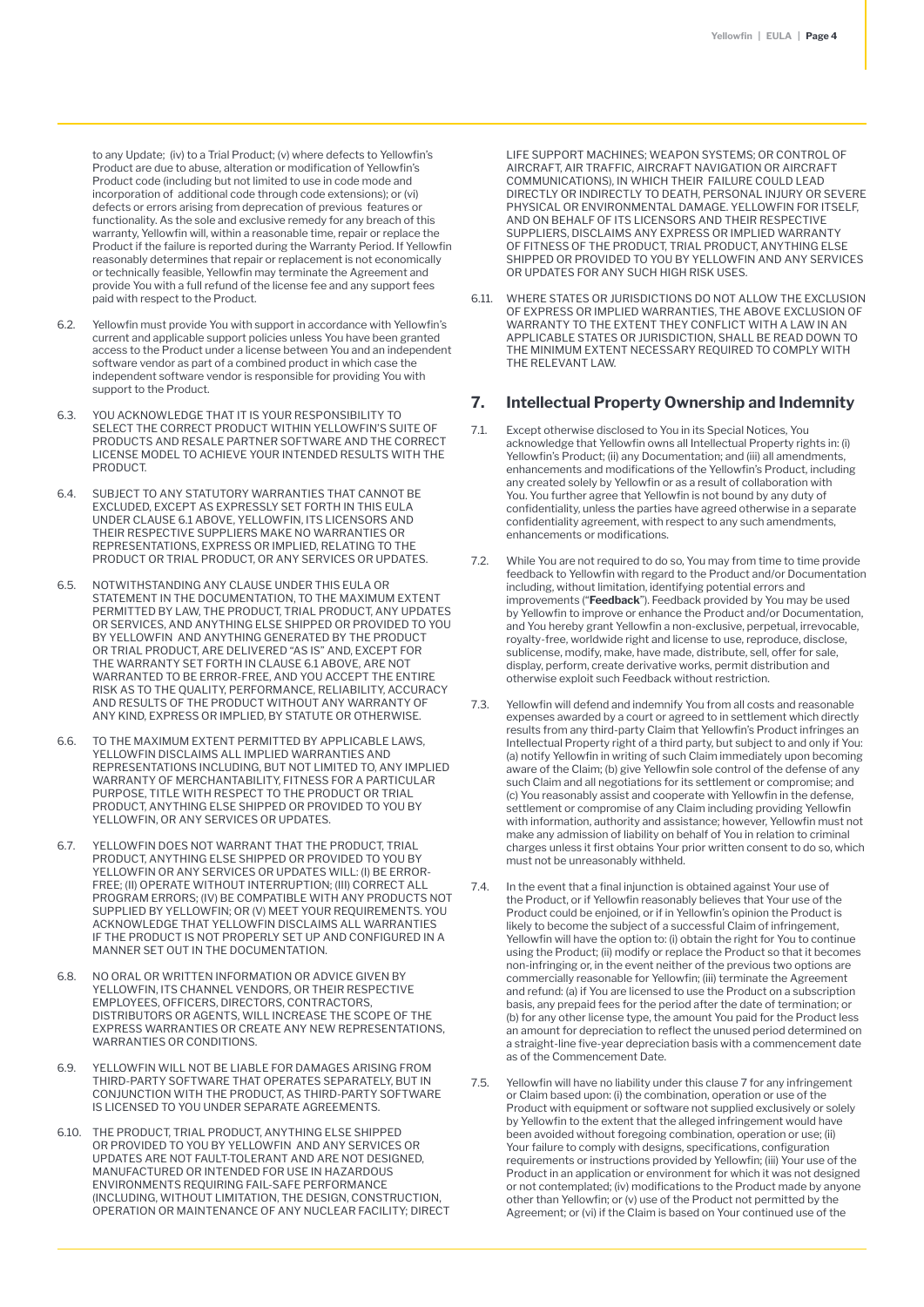to any Update; (iv) to a Trial Product; (v) where defects to Yellowfin's Product are due to abuse, alteration or modification of Yellowfin's Product code (including but not limited to use in code mode and incorporation of additional code through code extensions); or (vi) defects or errors arising from deprecation of previous features or functionality. As the sole and exclusive remedy for any breach of this warranty, Yellowfin will, within a reasonable time, repair or replace the Product if the failure is reported during the Warranty Period. If Yellowfin reasonably determines that repair or replacement is not economically or technically feasible, Yellowfin may terminate the Agreement and provide You with a full refund of the license fee and any support fees paid with respect to the Product.

6.2. Yellowfin must provide You with support in accordance with Yellowfin's current and applicable support policies unless You have been granted access to the Product under a license between You and an independent software vendor as part of a combined product in which case the independent software vendor is responsible for providing You with support to the Product.

6.3. YOU ACKNOWLEDGE THAT IT IS YOUR RESPONSIBILITY TO SELECT THE CORRECT PRODUCT WITHIN YELLOWFIN'S SUITE OF PRODUCTS AND RESALE PARTNER SOFTWARE AND THE CORRECT LICENSE MODEL TO ACHIEVE YOUR INTENDED RESULTS WITH THE PRODUCT.

6.4. SUBJECT TO ANY STATUTORY WARRANTIES THAT CANNOT BE EXCLUDED, EXCEPT AS EXPRESSLY SET FORTH IN THIS EULA UNDER CLAUSE 6.1 ABOVE, YELLOWFIN, ITS LICENSORS AND THEIR RESPECTIVE SUPPLIERS MAKE NO WARRANTIES OR REPRESENTATIONS, EXPRESS OR IMPLIED, RELATING TO THE PRODUCT OR TRIAL PRODUCT, OR ANY SERVICES OR UPDATES.

6.5. NOTWITHSTANDING ANY CLAUSE UNDER THIS EULA OR STATEMENT IN THE DOCUMENTATION, TO THE MAXIMUM EXTENT PERMITTED BY LAW, THE PRODUCT, TRIAL PRODUCT, ANY UPDATES OR SERVICES, AND ANYTHING ELSE SHIPPED OR PROVIDED TO YOU BY YELLOWFIN AND ANYTHING GENERATED BY THE PRODUCT OR TRIAL PRODUCT, ARE DELIVERED "AS IS" AND, EXCEPT FOR THE WARRANTY SET FORTH IN CLAUSE 6.1 ABOVE, ARE NOT WARRANTED TO BE ERROR-FREE, AND YOU ACCEPT THE ENTIRE RISK AS TO THE QUALITY, PERFORMANCE, RELIABILITY, ACCURACY AND RESULTS OF THE PRODUCT WITHOUT ANY WARRANTY OF ANY KIND, EXPRESS OR IMPLIED, BY STATUTE OR OTHERWISE.

6.6. TO THE MAXIMUM EXTENT PERMITTED BY APPLICABLE LAWS, YELLOWFIN DISCLAIMS ALL IMPLIED WARRANTIES AND REPRESENTATIONS INCLUDING, BUT NOT LIMITED TO, ANY IMPLIED WARRANTY OF MERCHANTABILITY, FITNESS FOR A PARTICULAR PURPOSE, TITLE WITH RESPECT TO THE PRODUCT OR TRIAL PRODUCT, ANYTHING ELSE SHIPPED OR PROVIDED TO YOU BY YELLOWFIN, OR ANY SERVICES OR UPDATES.

6.7. YELLOWFIN DOES NOT WARRANT THAT THE PRODUCT, TRIAL PRODUCT, ANYTHING ELSE SHIPPED OR PROVIDED TO YOU BY YELLOWFIN OR ANY SERVICES OR UPDATES WILL: (I) BE ERROR-FREE; (II) OPERATE WITHOUT INTERRUPTION; (III) CORRECT ALL PROGRAM ERRORS; (IV) BE COMPATIBLE WITH ANY PRODUCTS NOT SUPPLIED BY YELLOWFIN; OR (V) MEET YOUR REQUIREMENTS. YOU ACKNOWLEDGE THAT YELLOWFIN DISCLAIMS ALL WARRANTIES IF THE PRODUCT IS NOT PROPERLY SET UP AND CONFIGURED IN A MANNER SET OUT IN THE DOCUMENTATION.

6.8. NO ORAL OR WRITTEN INFORMATION OR ADVICE GIVEN BY YELLOWFIN, ITS CHANNEL VENDORS, OR THEIR RESPECTIVE EMPLOYEES, OFFICERS, DIRECTORS, CONTRACTORS, DISTRIBUTORS OR AGENTS, WILL INCREASE THE SCOPE OF THE EXPRESS WARRANTIES OR CREATE ANY NEW REPRESENTATIONS, WARRANTIES OR CONDITIONS.

6.9. YELLOWFIN WILL NOT BE LIABLE FOR DAMAGES ARISING FROM THIRD-PARTY SOFTWARE THAT OPERATES SEPARATELY, BUT IN CONJUNCTION WITH THE PRODUCT, AS THIRD-PARTY SOFTWARE IS LICENSED TO YOU UNDER SEPARATE AGREEMENTS.

6.10. THE PRODUCT, TRIAL PRODUCT, ANYTHING ELSE SHIPPED OR PROVIDED TO YOU BY YELLOWFIN AND ANY SERVICES OR UPDATES ARE NOT FAULT-TOLERANT AND ARE NOT DESIGNED, MANUFACTURED OR INTENDED FOR USE IN HAZARDOUS ENVIRONMENTS REQUIRING FAIL-SAFE PERFORMANCE (INCLUDING, WITHOUT LIMITATION, THE DESIGN, CONSTRUCTION, OPERATION OR MAINTENANCE OF ANY NUCLEAR FACILITY; DIRECT LIFE SUPPORT MACHINES; WEAPON SYSTEMS; OR CONTROL OF AIRCRAFT, AIR TRAFFIC, AIRCRAFT NAVIGATION OR AIRCRAFT COMMUNICATIONS), IN WHICH THEIR FAILURE COULD LEAD DIRECTLY OR INDIRECTLY TO DEATH, PERSONAL INJURY OR SEVERE PHYSICAL OR ENVIRONMENTAL DAMAGE. YELLOWFIN FOR ITSELF, AND ON BEHALF OF ITS LICENSORS AND THEIR RESPECTIVE SUPPLIERS, DISCLAIMS ANY EXPRESS OR IMPLIED WARRANTY OF FITNESS OF THE PRODUCT, TRIAL PRODUCT, ANYTHING ELSE SHIPPED OR PROVIDED TO YOU BY YELLOWFIN AND ANY SERVICES OR UPDATES FOR ANY SUCH HIGH RISK USES.

6.11. WHERE STATES OR JURISDICTIONS DO NOT ALLOW THE EXCLUSION OF EXPRESS OR IMPLIED WARRANTIES, THE ABOVE EXCLUSION OF WARRANTY TO THE EXTENT THEY CONFLICT WITH A LAW IN AN APPLICABLE STATES OR JURISDICTION, SHALL BE READ DOWN TO THE MINIMUM EXTENT NECESSARY REQUIRED TO COMPLY WITH THE RELEVANT LAW.

## 7. Intellectual Property Ownership and Indemnity

7.1. Except otherwise disclosed to You in its Special Notices, You acknowledge that Yellowfin owns all Intellectual Property rights in: (i) Yellowfin's Product; (ii) any Documentation; and (iii) all amendments, enhancements and modifications of the Yellowfin's Product, including any created solely by Yellowfin or as a result of collaboration with You. You further agree that Yellowfin is not bound by any duty of confidentiality, unless the parties have agreed otherwise in a separate confidentiality agreement, with respect to any such amendments, enhancements or modifications.

7.2. While You are not required to do so, You may from time to time provide feedback to Yellowfin with regard to the Product and/or Documentation including, without limitation, identifying potential errors and improvements ("**Feedback**"). Feedback provided by You may be used by Yellowfin to improve or enhance the Product and/or Documentation, and You hereby grant Yellowfin a non-exclusive, perpetual, irrevocable, royalty-free, worldwide right and license to use, reproduce, disclose, sublicense, modify, make, have made, distribute, sell, offer for sale, display, perform, create derivative works, permit distribution and otherwise exploit such Feedback without restriction.

7.3. Yellowfin will defend and indemnify You from all costs and reasonable expenses awarded by a court or agreed to in settlement which directly results from any third-party Claim that Yellowfin's Product infringes an Intellectual Property right of a third party, but subject to and only if You: (a) notify Yellowfin in writing of such Claim immediately upon becoming aware of the Claim; (b) give Yellowfin sole control of the defense of any such Claim and all negotiations for its settlement or compromise; and (c) You reasonably assist and cooperate with Yellowfin in the defense, settlement or compromise of any Claim including providing Yellowfin with information, authority and assistance; however, Yellowfin must not make any admission of liability on behalf of You in relation to criminal charges unless it first obtains Your prior written consent to do so, which must not be unreasonably withheld.

7.4. In the event that a final injunction is obtained against Your use of the Product, or if Yellowfin reasonably believes that Your use of the Product could be enjoined, or if in Yellowfin's opinion the Product is likely to become the subject of a successful Claim of infringement, Yellowfin will have the option to: (i) obtain the right for You to continue using the Product; (ii) modify or replace the Product so that it becomes non-infringing or, in the event neither of the previous two options are commercially reasonable for Yellowfin; (iii) terminate the Agreement and refund: (a) if You are licensed to use the Product on a subscription basis, any prepaid fees for the period after the date of termination; or (b) for any other license type, the amount You paid for the Product less an amount for depreciation to reflect the unused period determined on a straight-line five-year depreciation basis with a commencement date as of the Commencement Date.

7.5. Yellowfin will have no liability under this clause 7 for any infringement or Claim based upon: (i) the combination, operation or use of the Product with equipment or software not supplied exclusively or solely by Yellowfin to the extent that the alleged infringement would have been avoided without foregoing combination, operation or use; (ii) Your failure to comply with designs, specifications, configuration requirements or instructions provided by Yellowfin; (iii) Your use of the Product in an application or environment for which it was not designed or not contemplated; (iv) modifications to the Product made by anyone other than Yellowfin; or (v) use of the Product not permitted by the Agreement; or (vi) if the Claim is based on Your continued use of the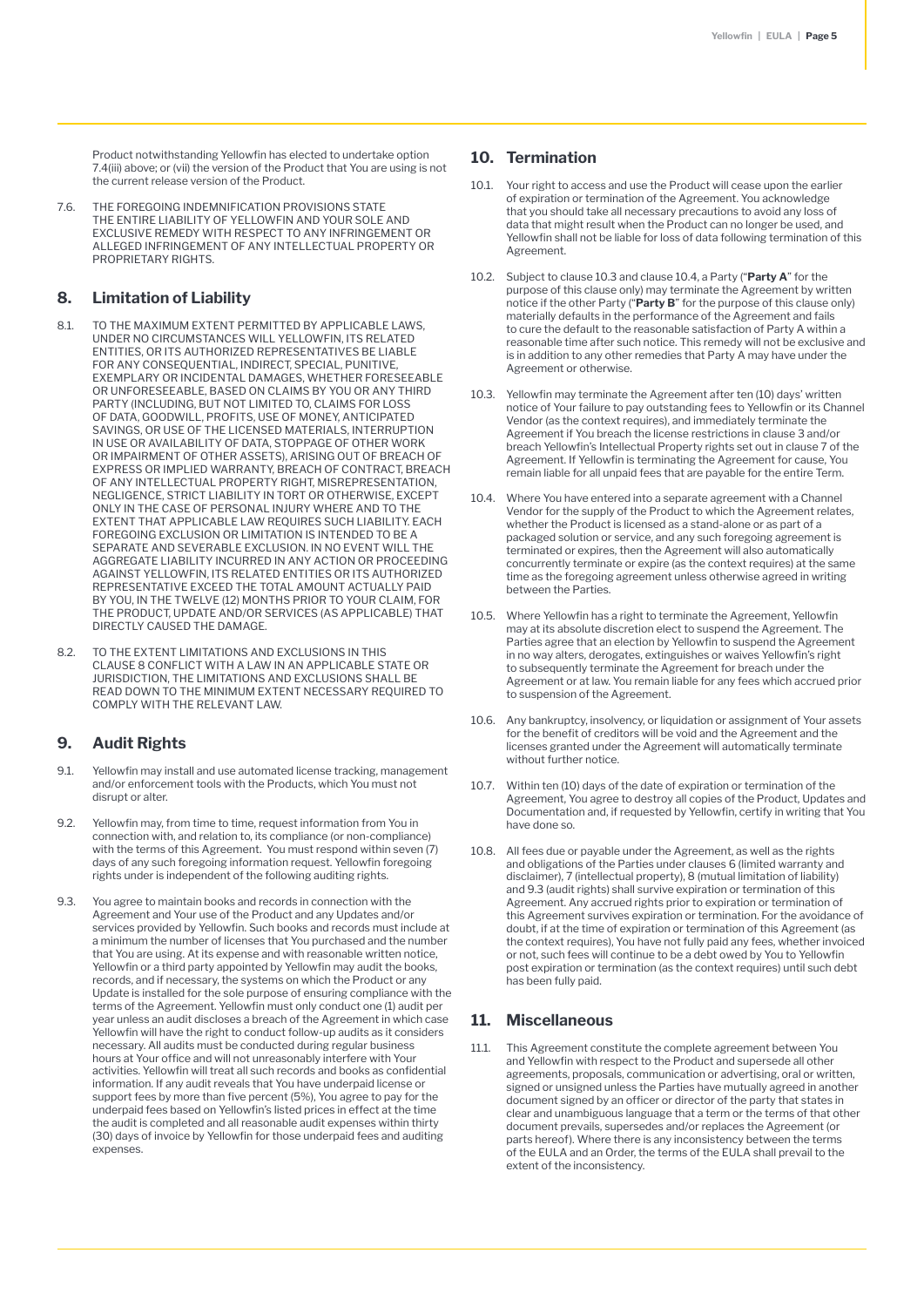Product notwithstanding Yellowfin has elected to undertake option 7.4(iii) above; or (vii) the version of the Product that You are using is not the current release version of the Product.

7.6. THE FOREGOING INDEMNIFICATION PROVISIONS STATE THE ENTIRE LIABILITY OF YELLOWFIN AND YOUR SOLE AND EXCLUSIVE REMEDY WITH RESPECT TO ANY INFRINGEMENT OR ALLEGED INFRINGEMENT OF ANY INTELLECTUAL PROPERTY OR PROPRIETARY RIGHTS.

## 8. Limitation of Liability

8.1. TO THE MAXIMUM EXTENT PERMITTED BY APPLICABLE LAWS, UNDER NO CIRCUMSTANCES WILL YELLOWFIN, ITS RELATED ENTITIES, OR ITS AUTHORIZED REPRESENTATIVES BE LIABLE FOR ANY CONSEQUENTIAL, INDIRECT, SPECIAL, PUNITIVE, EXEMPLARY OR INCIDENTAL DAMAGES, WHETHER FORESEEABLE OR UNFORESEEABLE, BASED ON CLAIMS BY YOU OR ANY THIRD PARTY (INCLUDING, BUT NOT LIMITED TO, CLAIMS FOR LOSS OF DATA, GOODWILL, PROFITS, USE OF MONEY, ANTICIPATED SAVINGS, OR USE OF THE LICENSED MATERIALS, INTERRUPTION IN USE OR AVAILABILITY OF DATA, STOPPAGE OF OTHER WORK OR IMPAIRMENT OF OTHER ASSETS), ARISING OUT OF BREACH OF EXPRESS OR IMPLIED WARRANTY, BREACH OF CONTRACT, BREACH OF ANY INTELLECTUAL PROPERTY RIGHT, MISREPRESENTATION, NEGLIGENCE, STRICT LIABILITY IN TORT OR OTHERWISE, EXCEPT ONLY IN THE CASE OF PERSONAL INJURY WHERE AND TO THE EXTENT THAT APPLICABLE LAW REQUIRES SUCH LIABILITY. EACH FOREGOING EXCLUSION OR LIMITATION IS INTENDED TO BE A SEPARATE AND SEVERABLE EXCLUSION. IN NO EVENT WILL THE AGGREGATE LIABILITY INCURRED IN ANY ACTION OR PROCEEDING AGAINST YELLOWFIN, ITS RELATED ENTITIES OR ITS AUTHORIZED REPRESENTATIVE EXCEED THE TOTAL AMOUNT ACTUALLY PAID BY YOU, IN THE TWELVE (12) MONTHS PRIOR TO YOUR CLAIM, FOR THE PRODUCT, UPDATE AND/OR SERVICES (AS APPLICABLE) THAT DIRECTLY CAUSED THE DAMAGE.

8.2. TO THE EXTENT LIMITATIONS AND EXCLUSIONS IN THIS CLAUSE 8 CONFLICT WITH A LAW IN AN APPLICABLE STATE OR JURISDICTION, THE LIMITATIONS AND EXCLUSIONS SHALL BE READ DOWN TO THE MINIMUM EXTENT NECESSARY REQUIRED TO COMPLY WITH THE RELEVANT LAW.

## 9. Audit Rights

9.1. Yellowfin may install and use automated license tracking, management and/or enforcement tools with the Products, which You must not disrupt or alter.

9.2. Yellowfin may, from time to time, request information from You in connection with, and relation to, its compliance (or non-compliance) with the terms of this Agreement. You must respond within seven (7) days of any such foregoing information request. Yellowfin foregoing rights under is independent of the following auditing rights.

9.3. You agree to maintain books and records in connection with the Agreement and Your use of the Product and any Updates and/or services provided by Yellowfin. Such books and records must include at a minimum the number of licenses that You purchased and the number that You are using. At its expense and with reasonable written notice, Yellowfin or a third party appointed by Yellowfin may audit the books, records, and if necessary, the systems on which the Product or any Update is installed for the sole purpose of ensuring compliance with the terms of the Agreement. Yellowfin must only conduct one (1) audit per year unless an audit discloses a breach of the Agreement in which case Yellowfin will have the right to conduct follow-up audits as it considers necessary. All audits must be conducted during regular business hours at Your office and will not unreasonably interfere with Your activities. Yellowfin will treat all such records and books as confidential information. If any audit reveals that You have underpaid license or support fees by more than five percent (5%), You agree to pay for the underpaid fees based on Yellowfin's listed prices in effect at the time the audit is completed and all reasonable audit expenses within thirty (30) days of invoice by Yellowfin for those underpaid fees and auditing expenses.

## 10. Termination

10.1. Your right to access and use the Product will cease upon the earlier of expiration or termination of the Agreement. You acknowledge that you should take all necessary precautions to avoid any loss of data that might result when the Product can no longer be used, and Yellowfin shall not be liable for loss of data following termination of this Agreement.

10.2. Subject to clause 10.3 and clause 10.4, a Party ("**Party A**" for the purpose of this clause only) may terminate the Agreement by written notice if the other Party ("**Party B**" for the purpose of this clause only) materially defaults in the performance of the Agreement and fails to cure the default to the reasonable satisfaction of Party A within a reasonable time after such notice. This remedy will not be exclusive and is in addition to any other remedies that Party A may have under the Agreement or otherwise.

10.3. Yellowfin may terminate the Agreement after ten (10) days' written notice of Your failure to pay outstanding fees to Yellowfin or its Channel Vendor (as the context requires), and immediately terminate the Agreement if You breach the license restrictions in clause 3 and/or breach Yellowfin's Intellectual Property rights set out in clause 7 of the Agreement. If Yellowfin is terminating the Agreement for cause, You remain liable for all unpaid fees that are payable for the entire Term.

10.4. Where You have entered into a separate agreement with a Channel Vendor for the supply of the Product to which the Agreement relates, whether the Product is licensed as a stand-alone or as part of a packaged solution or service, and any such foregoing agreement is terminated or expires, then the Agreement will also automatically concurrently terminate or expire (as the context requires) at the same time as the foregoing agreement unless otherwise agreed in writing between the Parties.

10.5. Where Yellowfin has a right to terminate the Agreement, Yellowfin may at its absolute discretion elect to suspend the Agreement. The Parties agree that an election by Yellowfin to suspend the Agreement in no way alters, derogates, extinguishes or waives Yellowfin's right to subsequently terminate the Agreement for breach under the Agreement or at law. You remain liable for any fees which accrued prior to suspension of the Agreement.

10.6. Any bankruptcy, insolvency, or liquidation or assignment of Your assets for the benefit of creditors will be void and the Agreement and the licenses granted under the Agreement will automatically terminate without further notice.

10.7. Within ten (10) days of the date of expiration or termination of the Agreement, You agree to destroy all copies of the Product, Updates and Documentation and, if requested by Yellowfin, certify in writing that You have done so.

10.8. All fees due or payable under the Agreement, as well as the rights and obligations of the Parties under clauses 6 (limited warranty and disclaimer), 7 (intellectual property), 8 (mutual limitation of liability) and 9.3 (audit rights) shall survive expiration or termination of this Agreement. Any accrued rights prior to expiration or termination of this Agreement survives expiration or termination. For the avoidance of doubt, if at the time of expiration or termination of this Agreement (as the context requires), You have not fully paid any fees, whether invoiced or not, such fees will continue to be a debt owed by You to Yellowfin post expiration or termination (as the context requires) until such debt has been fully paid.

## 11. Miscellaneous

11.1. This Agreement constitute the complete agreement between You and Yellowfin with respect to the Product and supersede all other agreements, proposals, communication or advertising, oral or written, signed or unsigned unless the Parties have mutually agreed in another document signed by an officer or director of the party that states in clear and unambiguous language that a term or the terms of that other document prevails, supersedes and/or replaces the Agreement (or parts hereof). Where there is any inconsistency between the terms of the EULA and an Order, the terms of the EULA shall prevail to the extent of the inconsistency.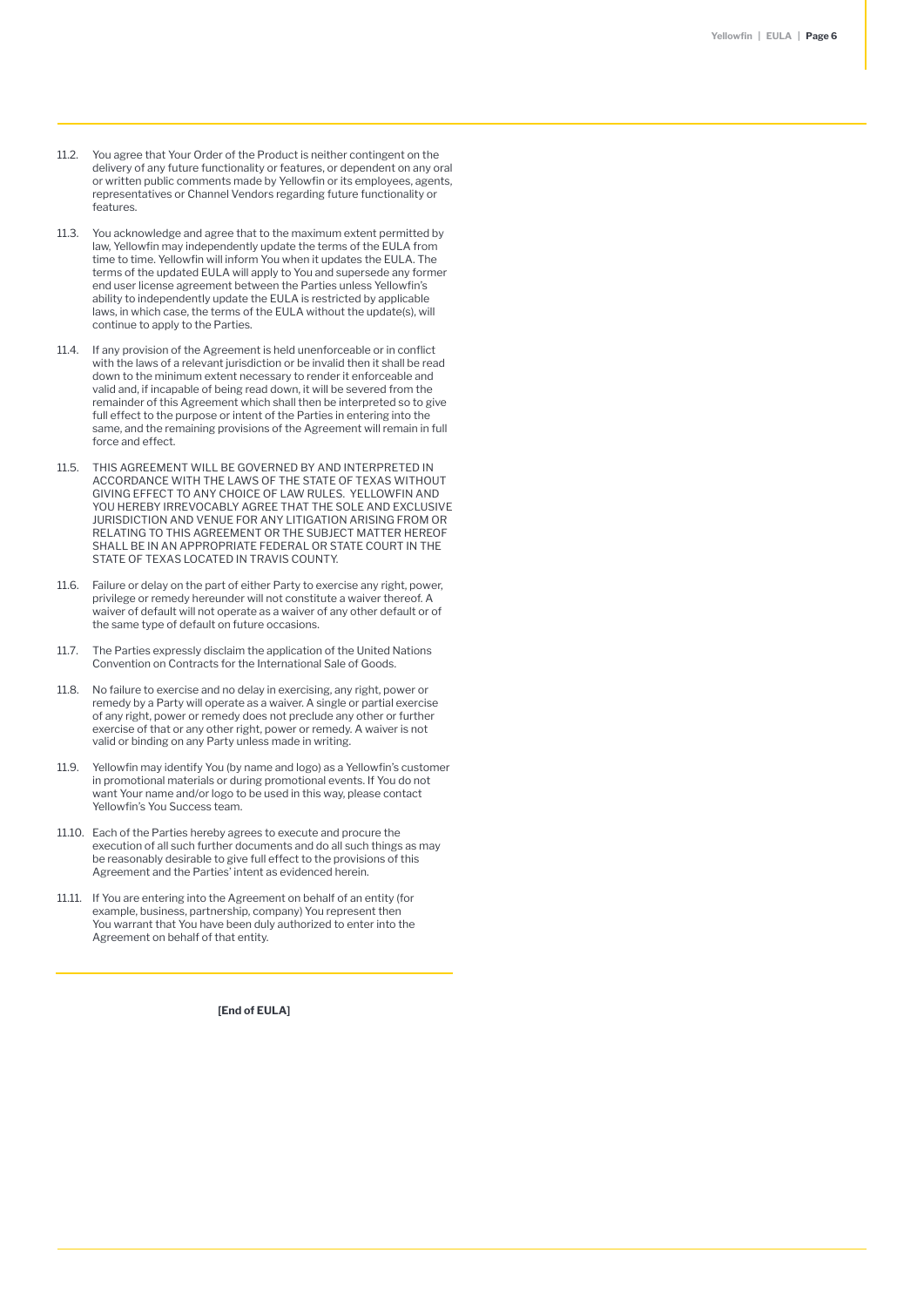11.2. You agree that Your Order of the Product is neither contingent on the delivery of any future functionality or features, or dependent on any oral or written public comments made by Yellowfin or its employees, agents, representatives or Channel Vendors regarding future functionality or features.

11.3. You acknowledge and agree that to the maximum extent permitted by law, Yellowfin may independently update the terms of the EULA from time to time. Yellowfin will inform You when it updates the EULA. The terms of the updated EULA will apply to You and supersede any former end user license agreement between the Parties unless Yellowfin's ability to independently update the EULA is restricted by applicable laws, in which case, the terms of the EULA without the update(s), will continue to apply to the Parties.

11.4. If any provision of the Agreement is held unenforceable or in conflict with the laws of a relevant jurisdiction or be invalid then it shall be read down to the minimum extent necessary to render it enforceable and valid and, if incapable of being read down, it will be severed from the remainder of this Agreement which shall then be interpreted so to give full effect to the purpose or intent of the Parties in entering into the same, and the remaining provisions of the Agreement will remain in full force and effect.

11.5. THIS AGREEMENT WILL BE GOVERNED BY AND INTERPRETED IN ACCORDANCE WITH THE LAWS OF THE STATE OF TEXAS WITHOUT GIVING EFFECT TO ANY CHOICE OF LAW RULES. YELLOWFIN AND YOU HEREBY IRREVOCABLY AGREE THAT THE SOLE AND EXCLUSIVE JURISDICTION AND VENUE FOR ANY LITIGATION ARISING FROM OR RELATING TO THIS AGREEMENT OR THE SUBJECT MATTER HEREOF SHALL BE IN AN APPROPRIATE FEDERAL OR STATE COURT IN THE STATE OF TEXAS LOCATED IN TRAVIS COUNTY.

11.6. Failure or delay on the part of either Party to exercise any right, power, privilege or remedy hereunder will not constitute a waiver thereof. A waiver of default will not operate as a waiver of any other default or of the same type of default on future occasions.

11.7. The Parties expressly disclaim the application of the United Nations Convention on Contracts for the International Sale of Goods.

11.8. No failure to exercise and no delay in exercising, any right, power or remedy by a Party will operate as a waiver. A single or partial exercise of any right, power or remedy does not preclude any other or further exercise of that or any other right, power or remedy. A waiver is not valid or binding on any Party unless made in writing.

11.9. Yellowfin may identify You (by name and logo) as a Yellowfin's customer in promotional materials or during promotional events. If You do not want Your name and/or logo to be used in this way, please contact Yellowfin's You Success team.

11.10. Each of the Parties hereby agrees to execute and procure the execution of all such further documents and do all such things as may be reasonably desirable to give full effect to the provisions of this Agreement and the Parties' intent as evidenced herein.

11.11. If You are entering into the Agreement on behalf of an entity (for example, business, partnership, company) You represent then You warrant that You have been duly authorized to enter into the Agreement on behalf of that entity.

**[End of EULA]**